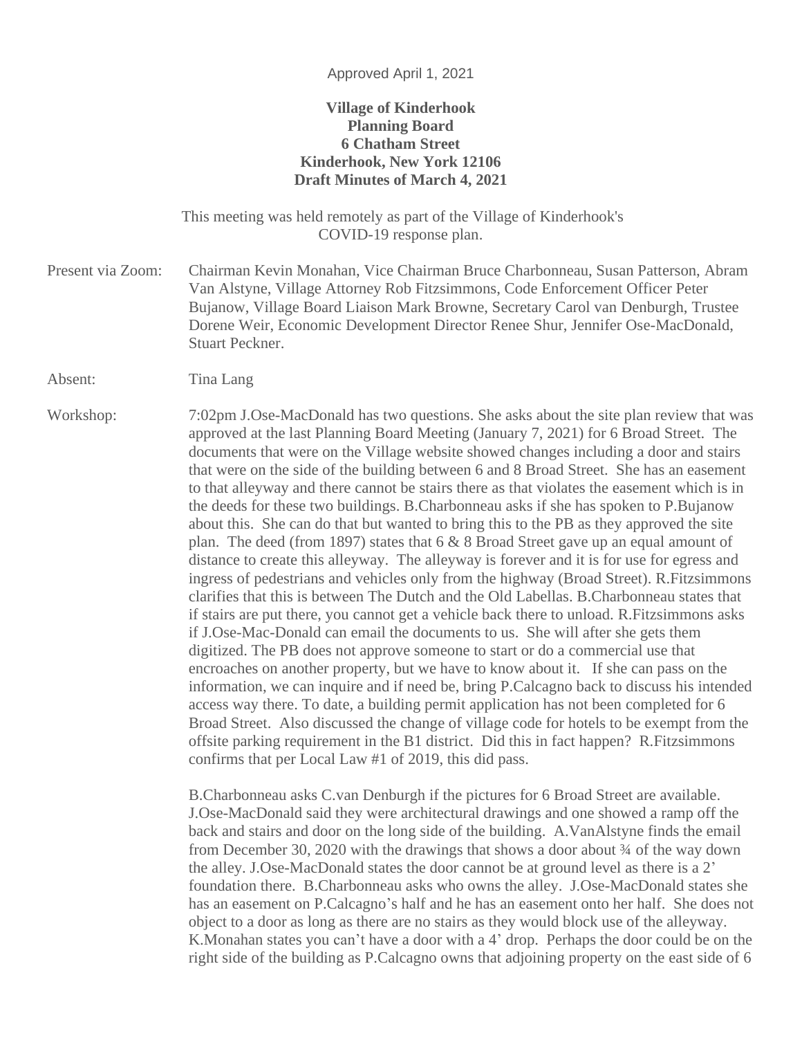Approved April 1, 2021

**Village of Kinderhook**
**Planning Board**
**6 Chatham Street**
**Kinderhook, New York 12106**
**Draft Minutes of March 4, 2021**

This meeting was held remotely as part of the Village of Kinderhook's COVID-19 response plan.

Present via Zoom: Chairman Kevin Monahan, Vice Chairman Bruce Charbonneau, Susan Patterson, Abram Van Alstyne, Village Attorney Rob Fitzsimmons, Code Enforcement Officer Peter Bujanow, Village Board Liaison Mark Browne, Secretary Carol van Denburgh, Trustee Dorene Weir, Economic Development Director Renee Shur, Jennifer Ose-MacDonald, Stuart Peckner.

Absent: Tina Lang

Workshop: 7:02pm J.Ose-MacDonald has two questions. She asks about the site plan review that was approved at the last Planning Board Meeting (January 7, 2021) for 6 Broad Street. The documents that were on the Village website showed changes including a door and stairs that were on the side of the building between 6 and 8 Broad Street. She has an easement to that alleyway and there cannot be stairs there as that violates the easement which is in the deeds for these two buildings. B.Charbonneau asks if she has spoken to P.Bujanow about this. She can do that but wanted to bring this to the PB as they approved the site plan. The deed (from 1897) states that 6 & 8 Broad Street gave up an equal amount of distance to create this alleyway. The alleyway is forever and it is for use for egress and ingress of pedestrians and vehicles only from the highway (Broad Street). R.Fitzsimmons clarifies that this is between The Dutch and the Old Labellas. B.Charbonneau states that if stairs are put there, you cannot get a vehicle back there to unload. R.Fitzsimmons asks if J.Ose-Mac-Donald can email the documents to us. She will after she gets them digitized. The PB does not approve someone to start or do a commercial use that encroaches on another property, but we have to know about it. If she can pass on the information, we can inquire and if need be, bring P.Calcagno back to discuss his intended access way there. To date, a building permit application has not been completed for 6 Broad Street. Also discussed the change of village code for hotels to be exempt from the offsite parking requirement in the B1 district. Did this in fact happen? R.Fitzsimmons confirms that per Local Law #1 of 2019, this did pass.

B.Charbonneau asks C.van Denburgh if the pictures for 6 Broad Street are available. J.Ose-MacDonald said they were architectural drawings and one showed a ramp off the back and stairs and door on the long side of the building. A.VanAlstyne finds the email from December 30, 2020 with the drawings that shows a door about ¾ of the way down the alley. J.Ose-MacDonald states the door cannot be at ground level as there is a 2' foundation there. B.Charbonneau asks who owns the alley. J.Ose-MacDonald states she has an easement on P.Calcagno's half and he has an easement onto her half. She does not object to a door as long as there are no stairs as they would block use of the alleyway. K.Monahan states you can't have a door with a 4' drop. Perhaps the door could be on the right side of the building as P.Calcagno owns that adjoining property on the east side of 6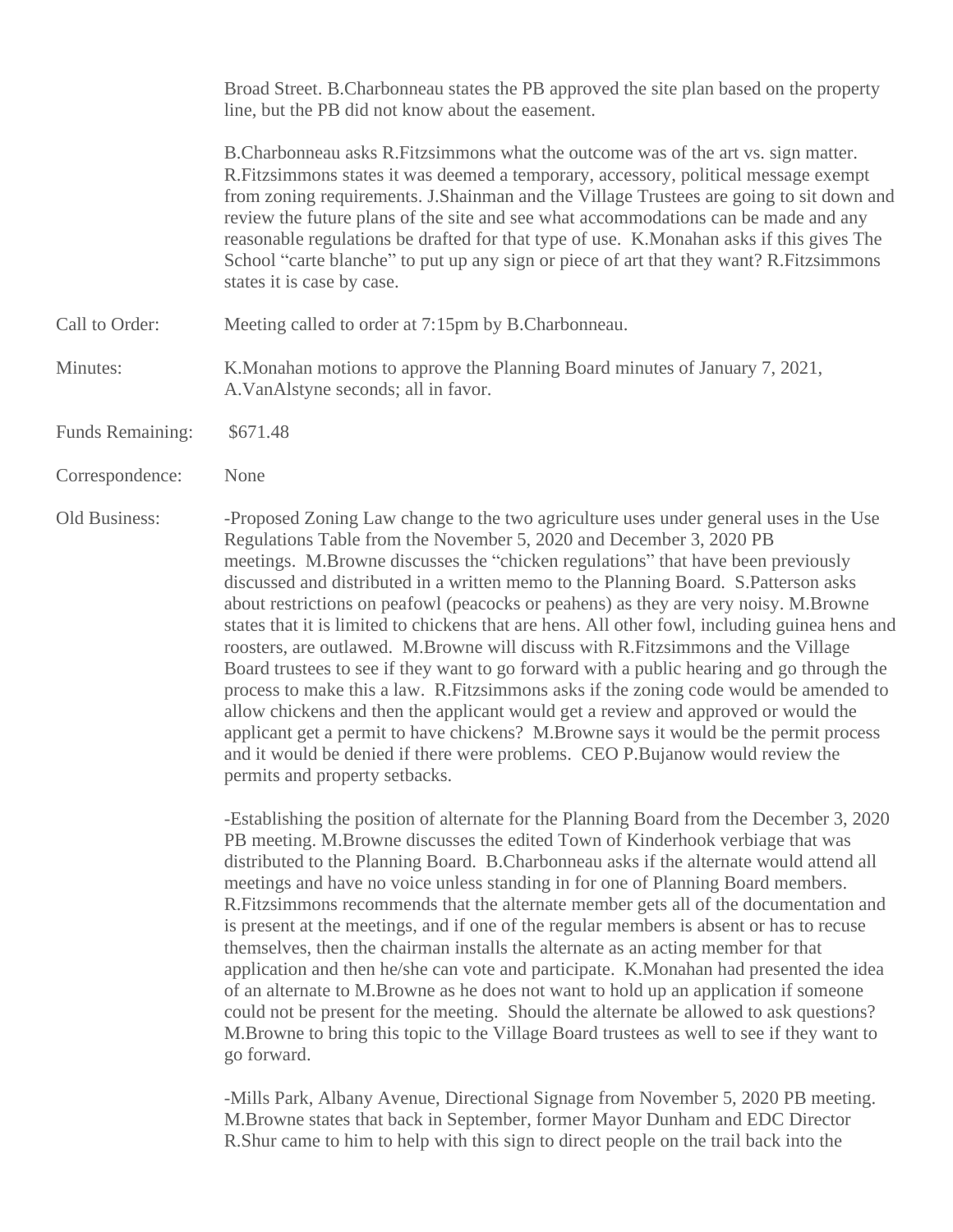Broad Street. B.Charbonneau states the PB approved the site plan based on the property line, but the PB did not know about the easement.

B.Charbonneau asks R.Fitzsimmons what the outcome was of the art vs. sign matter. R.Fitzsimmons states it was deemed a temporary, accessory, political message exempt from zoning requirements. J.Shainman and the Village Trustees are going to sit down and review the future plans of the site and see what accommodations can be made and any reasonable regulations be drafted for that type of use. K.Monahan asks if this gives The School "carte blanche" to put up any sign or piece of art that they want? R.Fitzsimmons states it is case by case.

Call to Order: Meeting called to order at 7:15pm by B.Charbonneau.

Minutes: K.Monahan motions to approve the Planning Board minutes of January 7, 2021, A.VanAlstyne seconds; all in favor.

Funds Remaining: $671.48

Correspondence: None

Old Business: -Proposed Zoning Law change to the two agriculture uses under general uses in the Use Regulations Table from the November 5, 2020 and December 3, 2020 PB meetings. M.Browne discusses the "chicken regulations" that have been previously discussed and distributed in a written memo to the Planning Board. S.Patterson asks about restrictions on peafowl (peacocks or peahens) as they are very noisy. M.Browne states that it is limited to chickens that are hens. All other fowl, including guinea hens and roosters, are outlawed. M.Browne will discuss with R.Fitzsimmons and the Village Board trustees to see if they want to go forward with a public hearing and go through the process to make this a law. R.Fitzsimmons asks if the zoning code would be amended to allow chickens and then the applicant would get a review and approved or would the applicant get a permit to have chickens? M.Browne says it would be the permit process and it would be denied if there were problems. CEO P.Bujanow would review the permits and property setbacks.

-Establishing the position of alternate for the Planning Board from the December 3, 2020 PB meeting. M.Browne discusses the edited Town of Kinderhook verbiage that was distributed to the Planning Board. B.Charbonneau asks if the alternate would attend all meetings and have no voice unless standing in for one of Planning Board members. R.Fitzsimmons recommends that the alternate member gets all of the documentation and is present at the meetings, and if one of the regular members is absent or has to recuse themselves, then the chairman installs the alternate as an acting member for that application and then he/she can vote and participate. K.Monahan had presented the idea of an alternate to M.Browne as he does not want to hold up an application if someone could not be present for the meeting. Should the alternate be allowed to ask questions? M.Browne to bring this topic to the Village Board trustees as well to see if they want to go forward.

-Mills Park, Albany Avenue, Directional Signage from November 5, 2020 PB meeting. M.Browne states that back in September, former Mayor Dunham and EDC Director R.Shur came to him to help with this sign to direct people on the trail back into the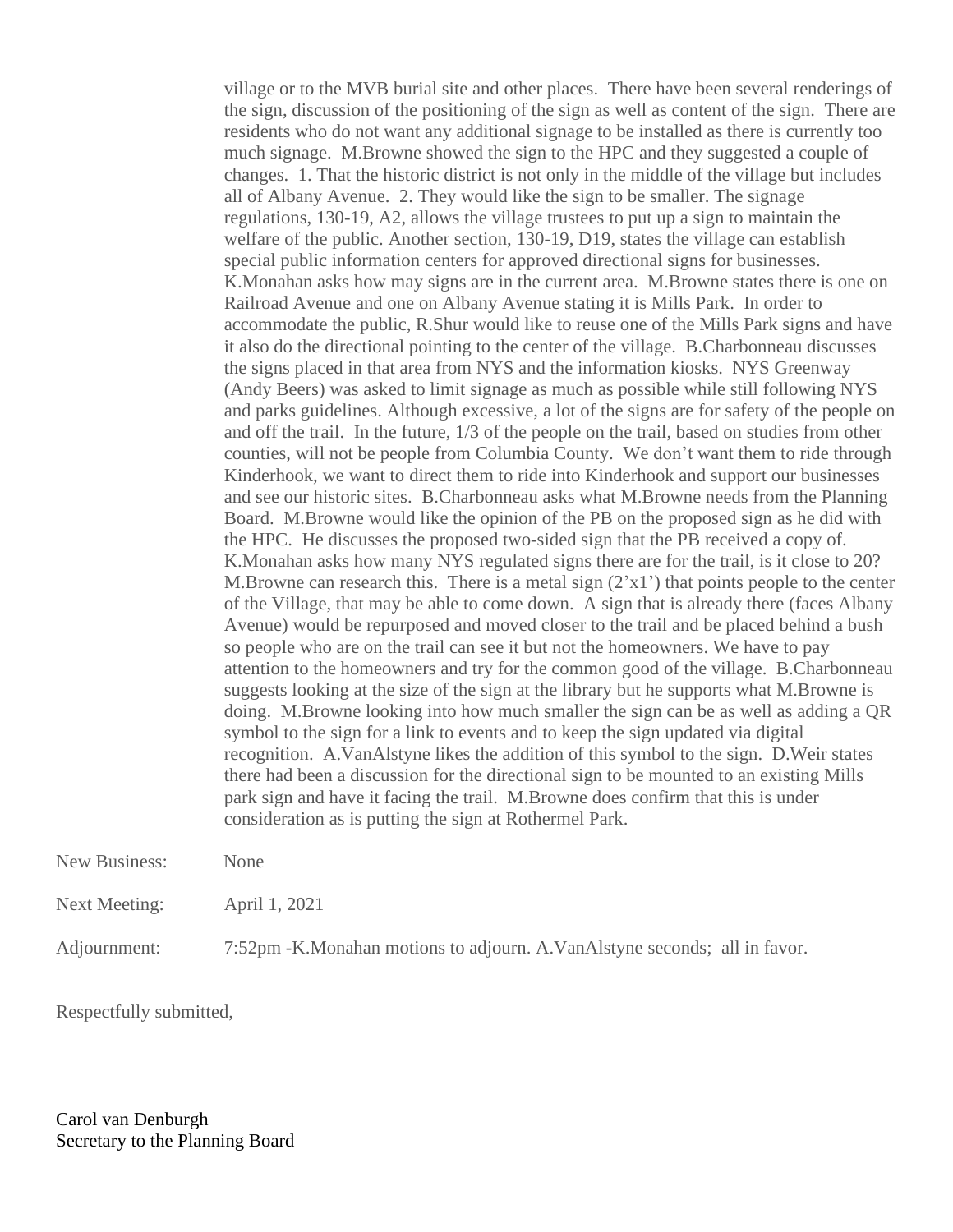village or to the MVB burial site and other places. There have been several renderings of the sign, discussion of the positioning of the sign as well as content of the sign. There are residents who do not want any additional signage to be installed as there is currently too much signage. M.Browne showed the sign to the HPC and they suggested a couple of changes. 1. That the historic district is not only in the middle of the village but includes all of Albany Avenue. 2. They would like the sign to be smaller. The signage regulations, 130-19, A2, allows the village trustees to put up a sign to maintain the welfare of the public. Another section, 130-19, D19, states the village can establish special public information centers for approved directional signs for businesses. K.Monahan asks how may signs are in the current area. M.Browne states there is one on Railroad Avenue and one on Albany Avenue stating it is Mills Park. In order to accommodate the public, R.Shur would like to reuse one of the Mills Park signs and have it also do the directional pointing to the center of the village. B.Charbonneau discusses the signs placed in that area from NYS and the information kiosks. NYS Greenway (Andy Beers) was asked to limit signage as much as possible while still following NYS and parks guidelines. Although excessive, a lot of the signs are for safety of the people on and off the trail. In the future, 1/3 of the people on the trail, based on studies from other counties, will not be people from Columbia County. We don't want them to ride through Kinderhook, we want to direct them to ride into Kinderhook and support our businesses and see our historic sites. B.Charbonneau asks what M.Browne needs from the Planning Board. M.Browne would like the opinion of the PB on the proposed sign as he did with the HPC. He discusses the proposed two-sided sign that the PB received a copy of. K.Monahan asks how many NYS regulated signs there are for the trail, is it close to 20? M.Browne can research this. There is a metal sign (2'x1') that points people to the center of the Village, that may be able to come down. A sign that is already there (faces Albany Avenue) would be repurposed and moved closer to the trail and be placed behind a bush so people who are on the trail can see it but not the homeowners. We have to pay attention to the homeowners and try for the common good of the village. B.Charbonneau suggests looking at the size of the sign at the library but he supports what M.Browne is doing. M.Browne looking into how much smaller the sign can be as well as adding a QR symbol to the sign for a link to events and to keep the sign updated via digital recognition. A.VanAlstyne likes the addition of this symbol to the sign. D.Weir states there had been a discussion for the directional sign to be mounted to an existing Mills park sign and have it facing the trail. M.Browne does confirm that this is under consideration as is putting the sign at Rothermel Park.

New Business: None

Next Meeting: April 1, 2021

Adjournment: 7:52pm -K.Monahan motions to adjourn. A.VanAlstyne seconds; all in favor.

Respectfully submitted,

Carol van Denburgh
Secretary to the Planning Board